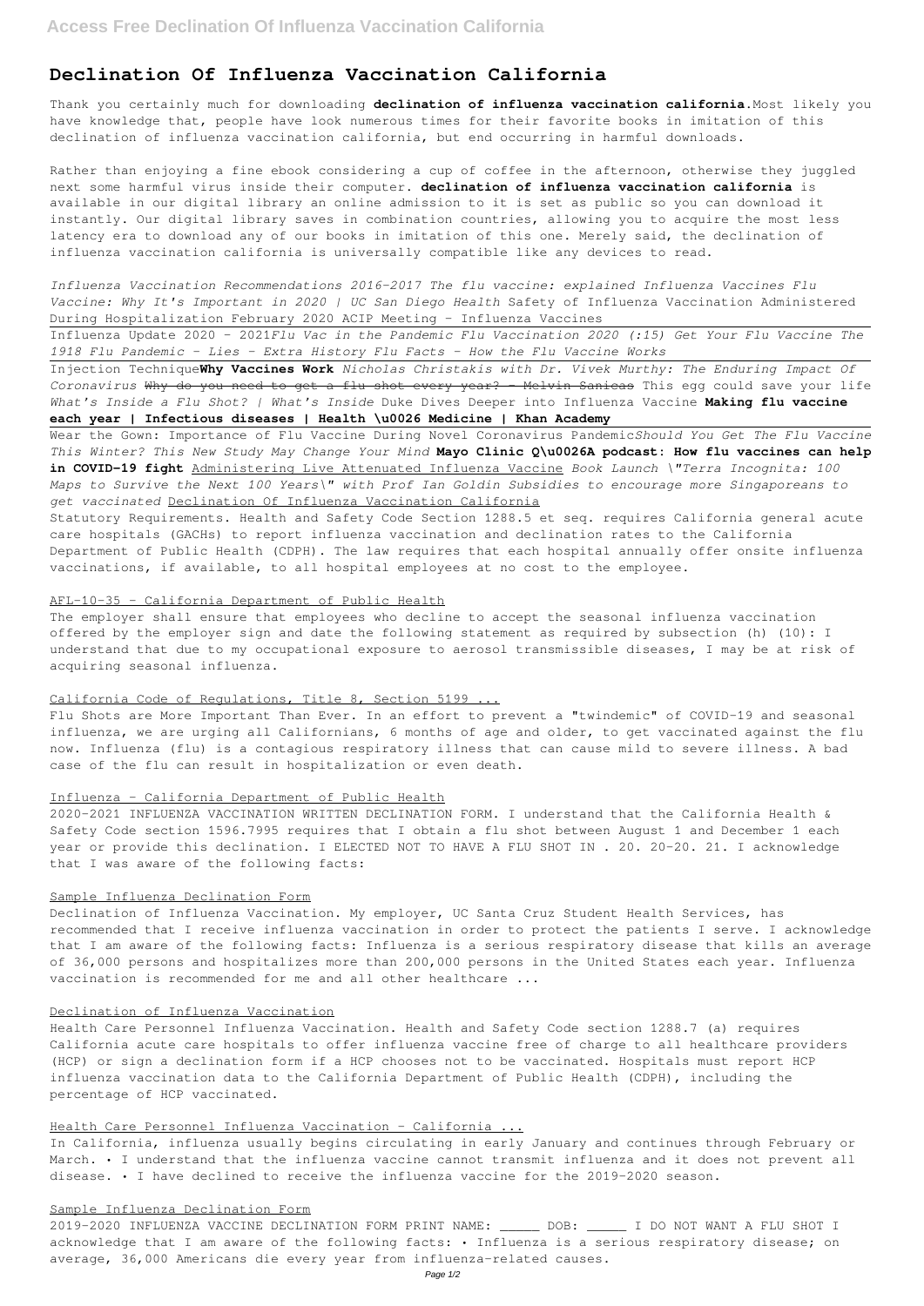# Declination Of Influenza Vaccination California

Thank you certainly much for downloading **declination of influenza vaccination california**.Most likely you have knowledge that, people have look numerous times for their favorite books in imitation of this declination of influenza vaccination california, but end occurring in harmful downloads.

Rather than enjoying a fine ebook considering a cup of coffee in the afternoon, otherwise they juggled next some harmful virus inside their computer. **declination of influenza vaccination california** is available in our digital library an online admission to it is set as public so you can download it instantly. Our digital library saves in combination countries, allowing you to acquire the most less latency era to download any of our books in imitation of this one. Merely said, the declination of influenza vaccination california is universally compatible like any devices to read.

*Influenza Vaccination Recommendations 2016-2017 The flu vaccine: explained Influenza Vaccines Flu Vaccine: Why It's Important in 2020 | UC San Diego Health* Safety of Influenza Vaccination Administered During Hospitalization February 2020 ACIP Meeting - Influenza Vaccines

Influenza Update 2020 - 2021*Flu Vac in the Pandemic Flu Vaccination 2020 (:15) Get Your Flu Vaccine The 1918 Flu Pandemic - Lies - Extra History Flu Facts - How the Flu Vaccine Works*

Injection Technique**Why Vaccines Work** *Nicholas Christakis with Dr. Vivek Murthy: The Enduring Impact Of Coronavirus* ~~Why do you need to get a flu shot every year? - Melvin Sanicas~~ This egg could save your life *What's Inside a Flu Shot? | What's Inside* Duke Dives Deeper into Influenza Vaccine **Making flu vaccine each year | Infectious diseases | Health \u0026 Medicine | Khan Academy**

Wear the Gown: Importance of Flu Vaccine During Novel Coronavirus Pandemic*Should You Get The Flu Vaccine This Winter? This New Study May Change Your Mind* **Mayo Clinic Q\u0026A podcast: How flu vaccines can help in COVID-19 fight** Administering Live Attenuated Influenza Vaccine *Book Launch \"Terra Incognita: 100 Maps to Survive the Next 100 Years\" with Prof Ian Goldin Subsidies to encourage more Singaporeans to get vaccinated* Declination Of Influenza Vaccination California

Statutory Requirements. Health and Safety Code Section 1288.5 et seq. requires California general acute care hospitals (GACHs) to report influenza vaccination and declination rates to the California Department of Public Health (CDPH). The law requires that each hospital annually offer onsite influenza vaccinations, if available, to all hospital employees at no cost to the employee.

## AFL-10-35 - California Department of Public Health

The employer shall ensure that employees who decline to accept the seasonal influenza vaccination offered by the employer sign and date the following statement as required by subsection (h) (10): I understand that due to my occupational exposure to aerosol transmissible diseases, I may be at risk of acquiring seasonal influenza.

## California Code of Regulations, Title 8, Section 5199 ...

Flu Shots are More Important Than Ever. In an effort to prevent a "twindemic" of COVID-19 and seasonal influenza, we are urging all Californians, 6 months of age and older, to get vaccinated against the flu now. Influenza (flu) is a contagious respiratory illness that can cause mild to severe illness. A bad case of the flu can result in hospitalization or even death.

## Influenza - California Department of Public Health

2020-2021 INFLUENZA VACCINATION WRITTEN DECLINATION FORM. I understand that the California Health & Safety Code section 1596.7995 requires that I obtain a flu shot between August 1 and December 1 each year or provide this declination. I ELECTED NOT TO HAVE A FLU SHOT IN . 20. 20-20. 21. I acknowledge that I was aware of the following facts:

## Sample Influenza Declination Form

Declination of Influenza Vaccination. My employer, UC Santa Cruz Student Health Services, has recommended that I receive influenza vaccination in order to protect the patients I serve. I acknowledge that I am aware of the following facts: Influenza is a serious respiratory disease that kills an average of 36,000 persons and hospitalizes more than 200,000 persons in the United States each year. Influenza vaccination is recommended for me and all other healthcare ...

## Declination of Influenza Vaccination

Health Care Personnel Influenza Vaccination. Health and Safety Code section 1288.7 (a) requires California acute care hospitals to offer influenza vaccine free of charge to all healthcare providers (HCP) or sign a declination form if a HCP chooses not to be vaccinated. Hospitals must report HCP influenza vaccination data to the California Department of Public Health (CDPH), including the percentage of HCP vaccinated.

## Health Care Personnel Influenza Vaccination - California ...

In California, influenza usually begins circulating in early January and continues through February or March. • I understand that the influenza vaccine cannot transmit influenza and it does not prevent all disease. • I have declined to receive the influenza vaccine for the 2019-2020 season.

## Sample Influenza Declination Form

2019-2020 INFLUENZA VACCINE DECLINATION FORM PRINT NAME: _____ DOB: _____ I DO NOT WANT A FLU SHOT I acknowledge that I am aware of the following facts: • Influenza is a serious respiratory disease; on average, 36,000 Americans die every year from influenza-related causes.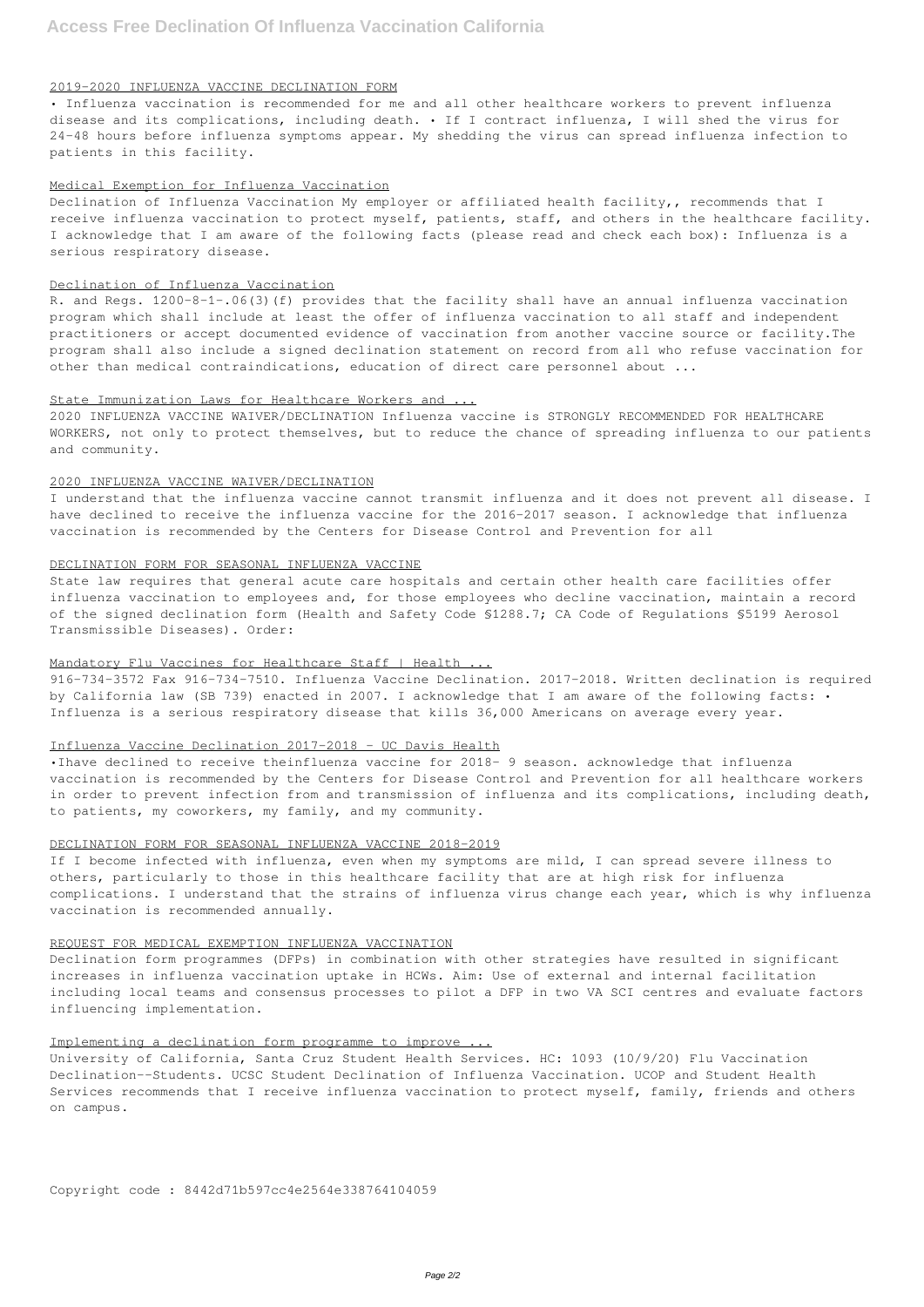## 2019-2020 INFLUENZA VACCINE DECLINATION FORM

• Influenza vaccination is recommended for me and all other healthcare workers to prevent influenza disease and its complications, including death. • If I contract influenza, I will shed the virus for 24-48 hours before influenza symptoms appear. My shedding the virus can spread influenza infection to patients in this facility.

## Medical Exemption for Influenza Vaccination

Declination of Influenza Vaccination My employer or affiliated health facility,, recommends that I receive influenza vaccination to protect myself, patients, staff, and others in the healthcare facility. I acknowledge that I am aware of the following facts (please read and check each box): Influenza is a serious respiratory disease.

## Declination of Influenza Vaccination

R. and Regs. 1200-8-1-.06(3)(f) provides that the facility shall have an annual influenza vaccination program which shall include at least the offer of influenza vaccination to all staff and independent practitioners or accept documented evidence of vaccination from another vaccine source or facility.The program shall also include a signed declination statement on record from all who refuse vaccination for other than medical contraindications, education of direct care personnel about ...

## State Immunization Laws for Healthcare Workers and ...

2020 INFLUENZA VACCINE WAIVER/DECLINATION Influenza vaccine is STRONGLY RECOMMENDED FOR HEALTHCARE WORKERS, not only to protect themselves, but to reduce the chance of spreading influenza to our patients and community.

## 2020 INFLUENZA VACCINE WAIVER/DECLINATION

I understand that the influenza vaccine cannot transmit influenza and it does not prevent all disease. I have declined to receive the influenza vaccine for the 2016-2017 season. I acknowledge that influenza vaccination is recommended by the Centers for Disease Control and Prevention for all

## DECLINATION FORM FOR SEASONAL INFLUENZA VACCINE

State law requires that general acute care hospitals and certain other health care facilities offer influenza vaccination to employees and, for those employees who decline vaccination, maintain a record of the signed declination form (Health and Safety Code §1288.7; CA Code of Regulations §5199 Aerosol Transmissible Diseases). Order:

## Mandatory Flu Vaccines for Healthcare Staff | Health ...

916-734-3572 Fax 916-734-7510. Influenza Vaccine Declination. 2017-2018. Written declination is required by California law (SB 739) enacted in 2007. I acknowledge that I am aware of the following facts: • Influenza is a serious respiratory disease that kills 36,000 Americans on average every year.

## Influenza Vaccine Declination 2017-2018 - UC Davis Health

•Ihave declined to receive theinfluenza vaccine for 2018- 9 season. acknowledge that influenza vaccination is recommended by the Centers for Disease Control and Prevention for all healthcare workers in order to prevent infection from and transmission of influenza and its complications, including death, to patients, my coworkers, my family, and my community.

## DECLINATION FORM FOR SEASONAL INFLUENZA VACCINE 2018-2019

If I become infected with influenza, even when my symptoms are mild, I can spread severe illness to others, particularly to those in this healthcare facility that are at high risk for influenza complications. I understand that the strains of influenza virus change each year, which is why influenza vaccination is recommended annually.

## REQUEST FOR MEDICAL EXEMPTION INFLUENZA VACCINATION

Declination form programmes (DFPs) in combination with other strategies have resulted in significant increases in influenza vaccination uptake in HCWs. Aim: Use of external and internal facilitation including local teams and consensus processes to pilot a DFP in two VA SCI centres and evaluate factors influencing implementation.

## Implementing a declination form programme to improve ...

University of California, Santa Cruz Student Health Services. HC: 1093 (10/9/20) Flu Vaccination Declination--Students. UCSC Student Declination of Influenza Vaccination. UCOP and Student Health Services recommends that I receive influenza vaccination to protect myself, family, friends and others on campus.

Copyright code : 8442d71b597cc4e2564e338764104059